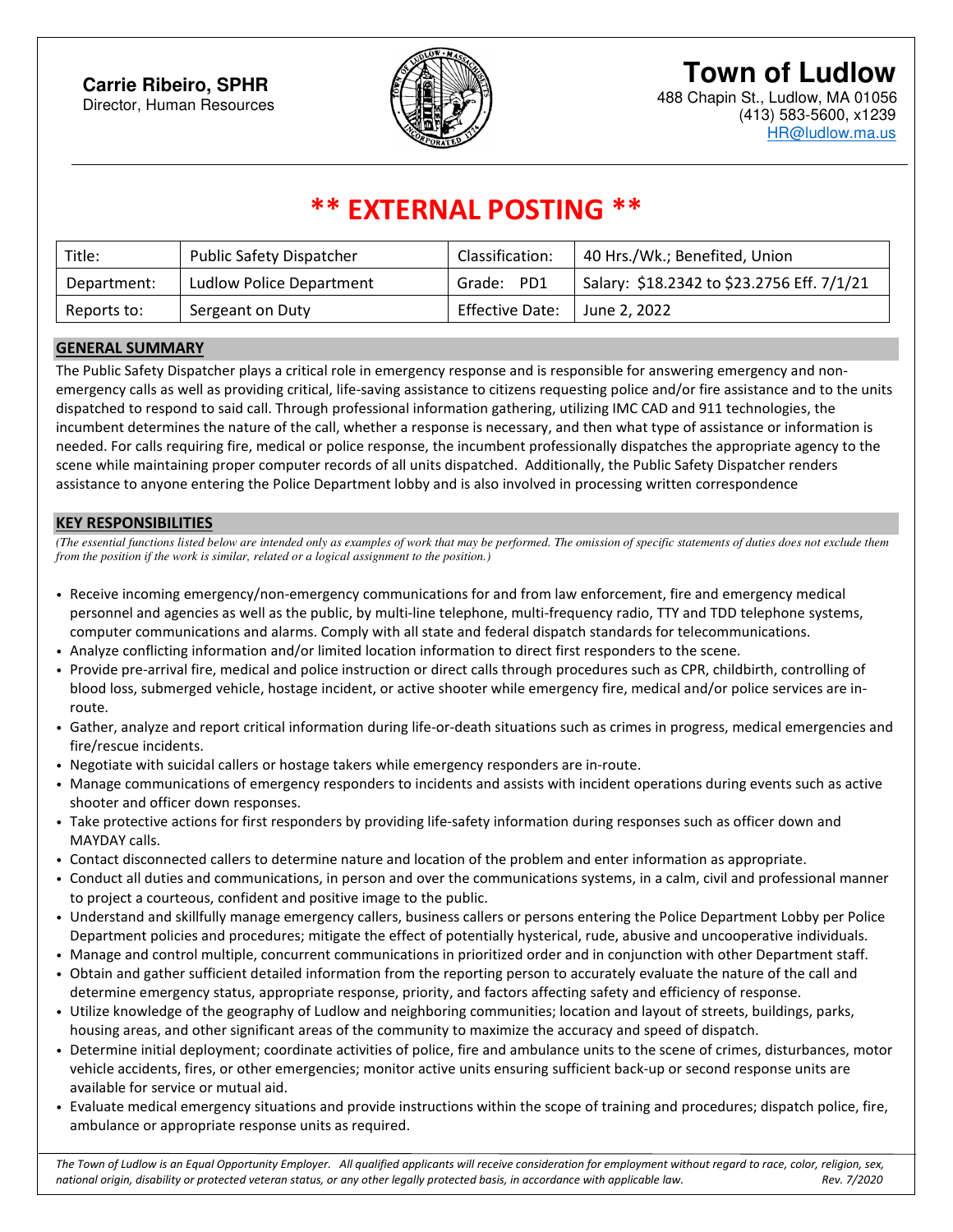**Carrie Ribeiro, SPHR**
Director, Human Resources

# Town of Ludlow

488 Chapin St., Ludlow, MA 01056
(413) 583-5600, x1239
HR@ludlow.ma.us

# ** EXTERNAL POSTING **

| Title: | Public Safety Dispatcher | Classification: | 40 Hrs./Wk.; Benefited, Union |
|---|---|---|---|
| Department: | Ludlow Police Department | Grade: PD1 | Salary: $18.2342 to $23.2756 Eff. 7/1/21 |
| Reports to: | Sergeant on Duty | Effective Date: | June 2, 2022 |

## GENERAL SUMMARY

The Public Safety Dispatcher plays a critical role in emergency response and is responsible for answering emergency and non-emergency calls as well as providing critical, life-saving assistance to citizens requesting police and/or fire assistance and to the units dispatched to respond to said call. Through professional information gathering, utilizing IMC CAD and 911 technologies, the incumbent determines the nature of the call, whether a response is necessary, and then what type of assistance or information is needed. For calls requiring fire, medical or police response, the incumbent professionally dispatches the appropriate agency to the scene while maintaining proper computer records of all units dispatched. Additionally, the Public Safety Dispatcher renders assistance to anyone entering the Police Department lobby and is also involved in processing written correspondence

## KEY RESPONSIBILITIES

*(The essential functions listed below are intended only as examples of work that may be performed. The omission of specific statements of duties does not exclude them from the position if the work is similar, related or a logical assignment to the position.)*

- Receive incoming emergency/non-emergency communications for and from law enforcement, fire and emergency medical personnel and agencies as well as the public, by multi-line telephone, multi-frequency radio, TTY and TDD telephone systems, computer communications and alarms. Comply with all state and federal dispatch standards for telecommunications.
- Analyze conflicting information and/or limited location information to direct first responders to the scene.
- Provide pre-arrival fire, medical and police instruction or direct calls through procedures such as CPR, childbirth, controlling of blood loss, submerged vehicle, hostage incident, or active shooter while emergency fire, medical and/or police services are in-route.
- Gather, analyze and report critical information during life-or-death situations such as crimes in progress, medical emergencies and fire/rescue incidents.
- Negotiate with suicidal callers or hostage takers while emergency responders are in-route.
- Manage communications of emergency responders to incidents and assists with incident operations during events such as active shooter and officer down responses.
- Take protective actions for first responders by providing life-safety information during responses such as officer down and MAYDAY calls.
- Contact disconnected callers to determine nature and location of the problem and enter information as appropriate.
- Conduct all duties and communications, in person and over the communications systems, in a calm, civil and professional manner to project a courteous, confident and positive image to the public.
- Understand and skillfully manage emergency callers, business callers or persons entering the Police Department Lobby per Police Department policies and procedures; mitigate the effect of potentially hysterical, rude, abusive and uncooperative individuals.
- Manage and control multiple, concurrent communications in prioritized order and in conjunction with other Department staff.
- Obtain and gather sufficient detailed information from the reporting person to accurately evaluate the nature of the call and determine emergency status, appropriate response, priority, and factors affecting safety and efficiency of response.
- Utilize knowledge of the geography of Ludlow and neighboring communities; location and layout of streets, buildings, parks, housing areas, and other significant areas of the community to maximize the accuracy and speed of dispatch.
- Determine initial deployment; coordinate activities of police, fire and ambulance units to the scene of crimes, disturbances, motor vehicle accidents, fires, or other emergencies; monitor active units ensuring sufficient back-up or second response units are available for service or mutual aid.
- Evaluate medical emergency situations and provide instructions within the scope of training and procedures; dispatch police, fire, ambulance or appropriate response units as required.

*The Town of Ludlow is an Equal Opportunity Employer. All qualified applicants will receive consideration for employment without regard to race, color, religion, sex, national origin, disability or protected veteran status, or any other legally protected basis, in accordance with applicable law.* *Rev. 7/2020*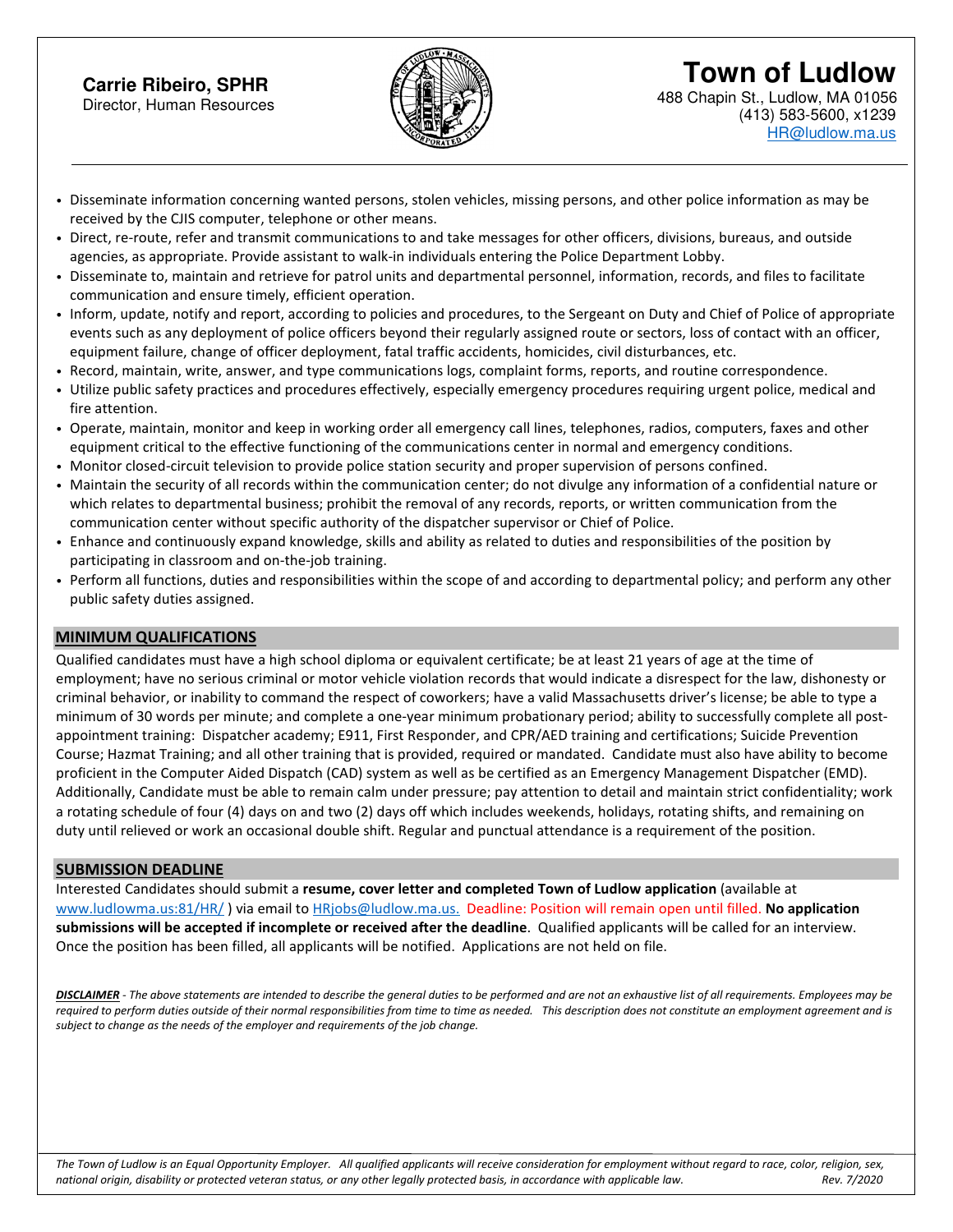**Carrie Ribeiro, SPHR**
Director, Human Resources

**Town of Ludlow**
488 Chapin St., Ludlow, MA 01056
(413) 583-5600, x1239
HR@ludlow.ma.us

- Disseminate information concerning wanted persons, stolen vehicles, missing persons, and other police information as may be received by the CJIS computer, telephone or other means.
- Direct, re-route, refer and transmit communications to and take messages for other officers, divisions, bureaus, and outside agencies, as appropriate. Provide assistant to walk-in individuals entering the Police Department Lobby.
- Disseminate to, maintain and retrieve for patrol units and departmental personnel, information, records, and files to facilitate communication and ensure timely, efficient operation.
- Inform, update, notify and report, according to policies and procedures, to the Sergeant on Duty and Chief of Police of appropriate events such as any deployment of police officers beyond their regularly assigned route or sectors, loss of contact with an officer, equipment failure, change of officer deployment, fatal traffic accidents, homicides, civil disturbances, etc.
- Record, maintain, write, answer, and type communications logs, complaint forms, reports, and routine correspondence.
- Utilize public safety practices and procedures effectively, especially emergency procedures requiring urgent police, medical and fire attention.
- Operate, maintain, monitor and keep in working order all emergency call lines, telephones, radios, computers, faxes and other equipment critical to the effective functioning of the communications center in normal and emergency conditions.
- Monitor closed-circuit television to provide police station security and proper supervision of persons confined.
- Maintain the security of all records within the communication center; do not divulge any information of a confidential nature or which relates to departmental business; prohibit the removal of any records, reports, or written communication from the communication center without specific authority of the dispatcher supervisor or Chief of Police.
- Enhance and continuously expand knowledge, skills and ability as related to duties and responsibilities of the position by participating in classroom and on-the-job training.
- Perform all functions, duties and responsibilities within the scope of and according to departmental policy; and perform any other public safety duties assigned.

## MINIMUM QUALIFICATIONS

Qualified candidates must have a high school diploma or equivalent certificate; be at least 21 years of age at the time of employment; have no serious criminal or motor vehicle violation records that would indicate a disrespect for the law, dishonesty or criminal behavior, or inability to command the respect of coworkers; have a valid Massachusetts driver's license; be able to type a minimum of 30 words per minute; and complete a one-year minimum probationary period; ability to successfully complete all post-appointment training: Dispatcher academy; E911, First Responder, and CPR/AED training and certifications; Suicide Prevention Course; Hazmat Training; and all other training that is provided, required or mandated. Candidate must also have ability to become proficient in the Computer Aided Dispatch (CAD) system as well as be certified as an Emergency Management Dispatcher (EMD). Additionally, Candidate must be able to remain calm under pressure; pay attention to detail and maintain strict confidentiality; work a rotating schedule of four (4) days on and two (2) days off which includes weekends, holidays, rotating shifts, and remaining on duty until relieved or work an occasional double shift. Regular and punctual attendance is a requirement of the position.

## SUBMISSION DEADLINE

Interested Candidates should submit a **resume, cover letter and completed Town of Ludlow application** (available at www.ludlowma.us:81/HR/ ) via email to HRjobs@ludlow.ma.us. Deadline: Position will remain open until filled. **No application submissions will be accepted if incomplete or received after the deadline**. Qualified applicants will be called for an interview. Once the position has been filled, all applicants will be notified. Applications are not held on file.

***DISCLAIMER*** *- The above statements are intended to describe the general duties to be performed and are not an exhaustive list of all requirements. Employees may be required to perform duties outside of their normal responsibilities from time to time as needed. This description does not constitute an employment agreement and is subject to change as the needs of the employer and requirements of the job change.*

*The Town of Ludlow is an Equal Opportunity Employer. All qualified applicants will receive consideration for employment without regard to race, color, religion, sex, national origin, disability or protected veteran status, or any other legally protected basis, in accordance with applicable law.* *Rev. 7/2020*